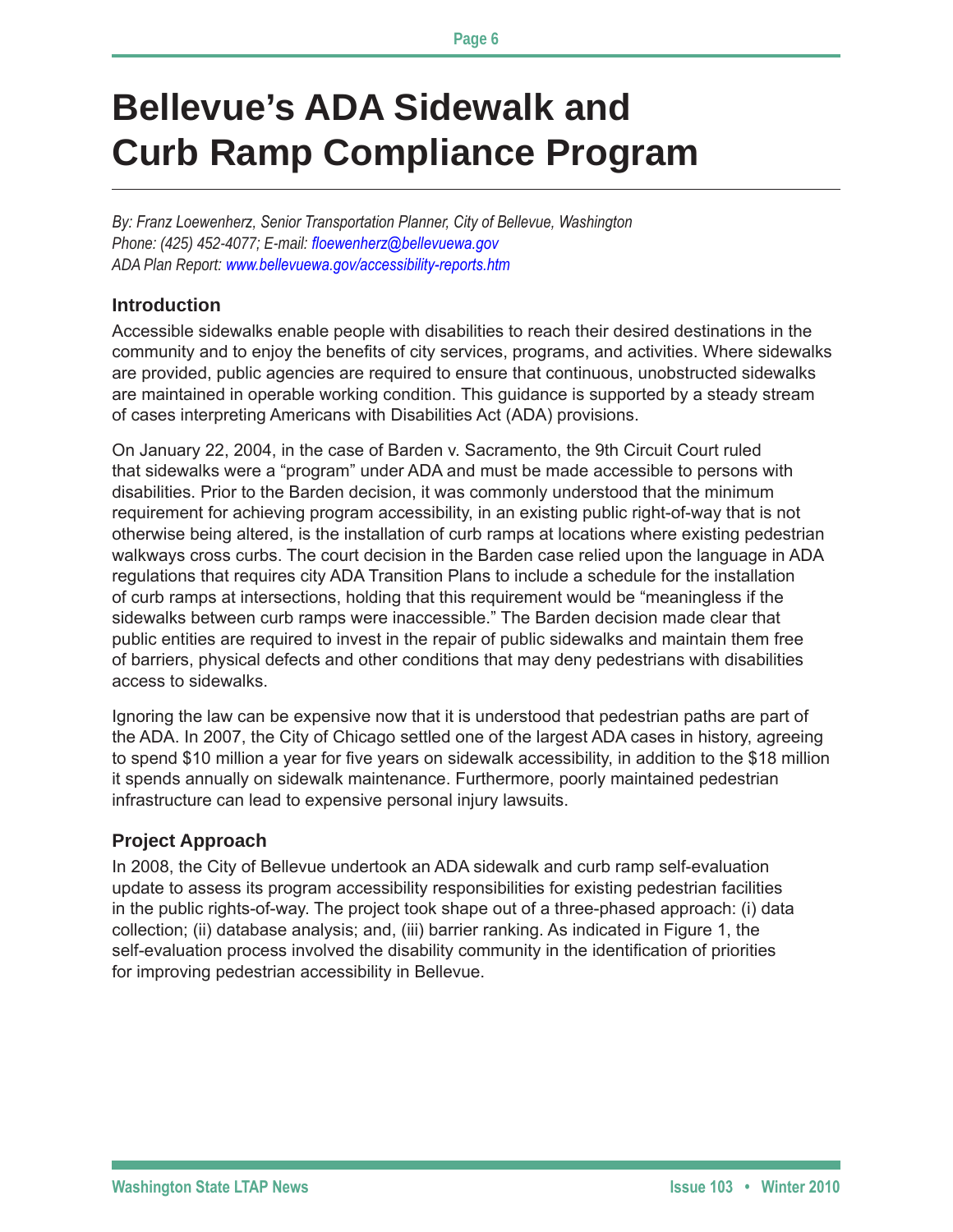# Bellevue's ADA Sidewalk and Curb Ramp Compliance Program

*By: Franz Loewenherz, Senior Transportation Planner, City of Bellevue, Washington*
*Phone: (425) 452-4077; E-mail: floewenherz@bellevuewa.gov*
*ADA Plan Report: www.bellevuewa.gov/accessibility-reports.htm*

## Introduction

Accessible sidewalks enable people with disabilities to reach their desired destinations in the community and to enjoy the benefits of city services, programs, and activities. Where sidewalks are provided, public agencies are required to ensure that continuous, unobstructed sidewalks are maintained in operable working condition. This guidance is supported by a steady stream of cases interpreting Americans with Disabilities Act (ADA) provisions.

On January 22, 2004, in the case of Barden v. Sacramento, the 9th Circuit Court ruled that sidewalks were a "program" under ADA and must be made accessible to persons with disabilities. Prior to the Barden decision, it was commonly understood that the minimum requirement for achieving program accessibility, in an existing public right-of-way that is not otherwise being altered, is the installation of curb ramps at locations where existing pedestrian walkways cross curbs. The court decision in the Barden case relied upon the language in ADA regulations that requires city ADA Transition Plans to include a schedule for the installation of curb ramps at intersections, holding that this requirement would be "meaningless if the sidewalks between curb ramps were inaccessible." The Barden decision made clear that public entities are required to invest in the repair of public sidewalks and maintain them free of barriers, physical defects and other conditions that may deny pedestrians with disabilities access to sidewalks.

Ignoring the law can be expensive now that it is understood that pedestrian paths are part of the ADA. In 2007, the City of Chicago settled one of the largest ADA cases in history, agreeing to spend $10 million a year for five years on sidewalk accessibility, in addition to the $18 million it spends annually on sidewalk maintenance. Furthermore, poorly maintained pedestrian infrastructure can lead to expensive personal injury lawsuits.

## Project Approach

In 2008, the City of Bellevue undertook an ADA sidewalk and curb ramp self-evaluation update to assess its program accessibility responsibilities for existing pedestrian facilities in the public rights-of-way. The project took shape out of a three-phased approach: (i) data collection; (ii) database analysis; and, (iii) barrier ranking. As indicated in Figure 1, the self-evaluation process involved the disability community in the identification of priorities for improving pedestrian accessibility in Bellevue.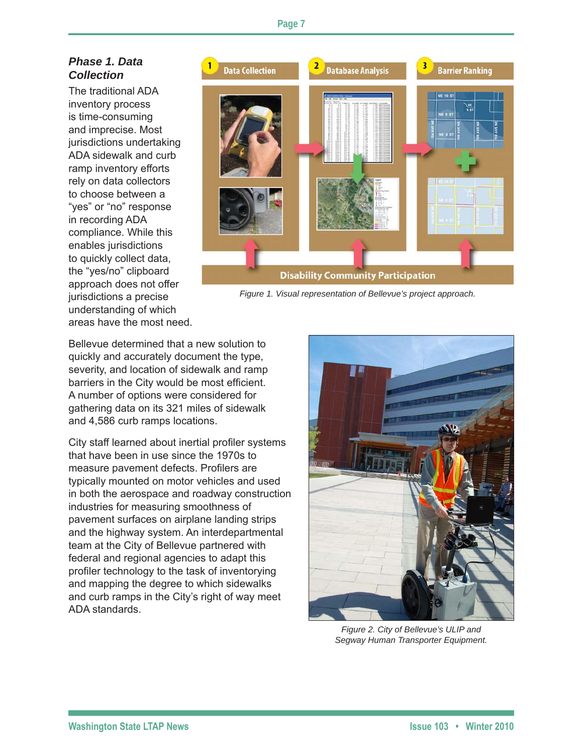### *Phase 1. Data Collection*

The traditional ADA inventory process is time-consuming and imprecise. Most jurisdictions undertaking ADA sidewalk and curb ramp inventory efforts rely on data collectors to choose between a "yes" or "no" response in recording ADA compliance. While this enables jurisdictions to quickly collect data, the "yes/no" clipboard approach does not offer jurisdictions a precise understanding of which areas have the most need.

*Figure 1. Visual representation of Bellevue's project approach.*

Bellevue determined that a new solution to quickly and accurately document the type, severity, and location of sidewalk and ramp barriers in the City would be most efficient. A number of options were considered for gathering data on its 321 miles of sidewalk and 4,586 curb ramps locations.

City staff learned about inertial profiler systems that have been in use since the 1970s to measure pavement defects. Profilers are typically mounted on motor vehicles and used in both the aerospace and roadway construction industries for measuring smoothness of pavement surfaces on airplane landing strips and the highway system. An interdepartmental team at the City of Bellevue partnered with federal and regional agencies to adapt this profiler technology to the task of inventorying and mapping the degree to which sidewalks and curb ramps in the City's right of way meet ADA standards.

*Figure 2. City of Bellevue's ULIP and Segway Human Transporter Equipment.*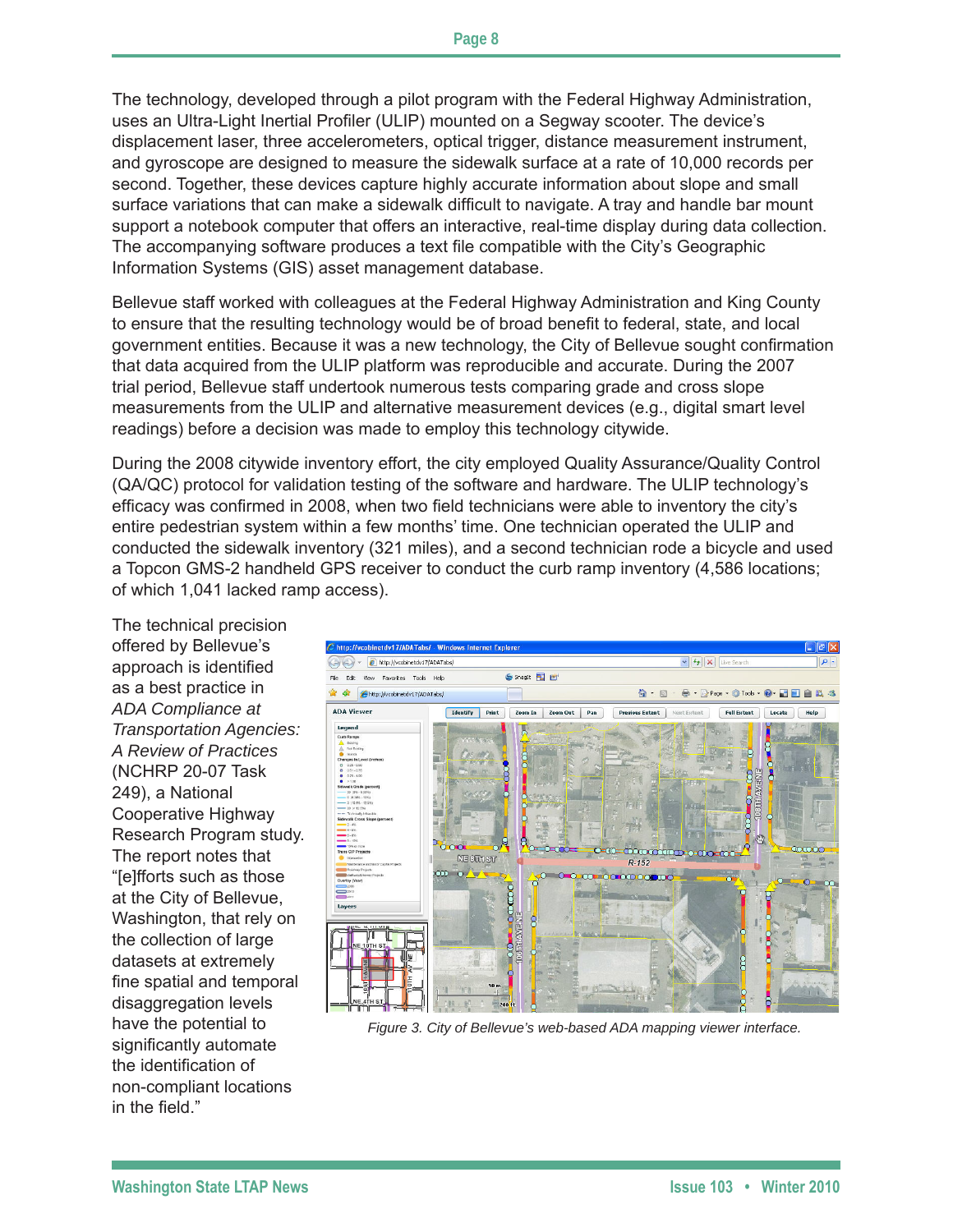The technology, developed through a pilot program with the Federal Highway Administration, uses an Ultra-Light Inertial Profiler (ULIP) mounted on a Segway scooter. The device's displacement laser, three accelerometers, optical trigger, distance measurement instrument, and gyroscope are designed to measure the sidewalk surface at a rate of 10,000 records per second. Together, these devices capture highly accurate information about slope and small surface variations that can make a sidewalk difficult to navigate. A tray and handle bar mount support a notebook computer that offers an interactive, real-time display during data collection. The accompanying software produces a text file compatible with the City's Geographic Information Systems (GIS) asset management database.

Bellevue staff worked with colleagues at the Federal Highway Administration and King County to ensure that the resulting technology would be of broad benefit to federal, state, and local government entities. Because it was a new technology, the City of Bellevue sought confirmation that data acquired from the ULIP platform was reproducible and accurate. During the 2007 trial period, Bellevue staff undertook numerous tests comparing grade and cross slope measurements from the ULIP and alternative measurement devices (e.g., digital smart level readings) before a decision was made to employ this technology citywide.

During the 2008 citywide inventory effort, the city employed Quality Assurance/Quality Control (QA/QC) protocol for validation testing of the software and hardware. The ULIP technology's efficacy was confirmed in 2008, when two field technicians were able to inventory the city's entire pedestrian system within a few months' time. One technician operated the ULIP and conducted the sidewalk inventory (321 miles), and a second technician rode a bicycle and used a Topcon GMS-2 handheld GPS receiver to conduct the curb ramp inventory (4,586 locations; of which 1,041 lacked ramp access).

The technical precision offered by Bellevue's approach is identified as a best practice in *ADA Compliance at Transportation Agencies: A Review of Practices* (NCHRP 20-07 Task 249), a National Cooperative Highway Research Program study. The report notes that "[e]fforts such as those at the City of Bellevue, Washington, that rely on the collection of large datasets at extremely fine spatial and temporal disaggregation levels have the potential to significantly automate the identification of non-compliant locations in the field."

*Figure 3. City of Bellevue's web-based ADA mapping viewer interface.*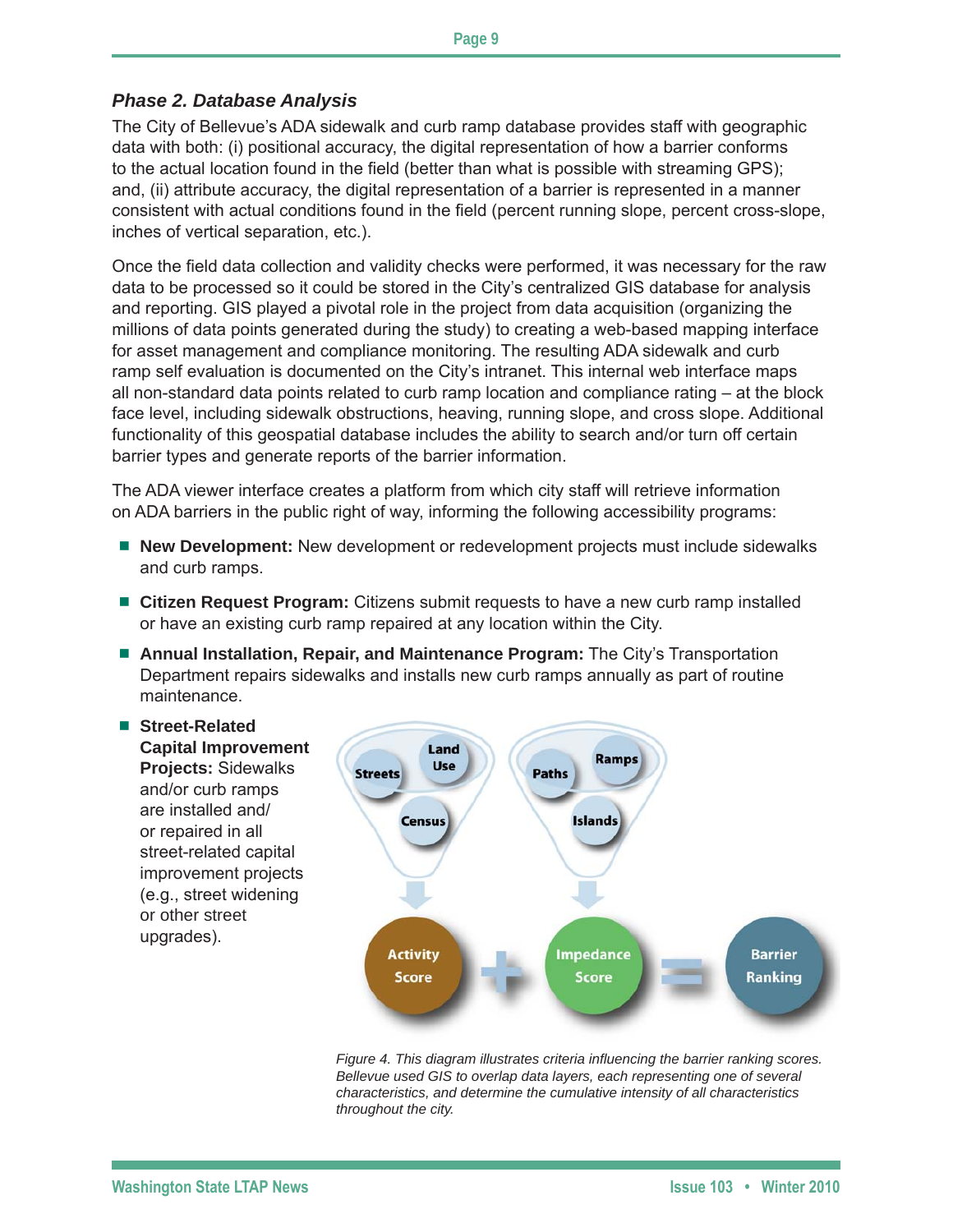### *Phase 2. Database Analysis*

The City of Bellevue's ADA sidewalk and curb ramp database provides staff with geographic data with both: (i) positional accuracy, the digital representation of how a barrier conforms to the actual location found in the field (better than what is possible with streaming GPS); and, (ii) attribute accuracy, the digital representation of a barrier is represented in a manner consistent with actual conditions found in the field (percent running slope, percent cross-slope, inches of vertical separation, etc.).

Once the field data collection and validity checks were performed, it was necessary for the raw data to be processed so it could be stored in the City's centralized GIS database for analysis and reporting. GIS played a pivotal role in the project from data acquisition (organizing the millions of data points generated during the study) to creating a web-based mapping interface for asset management and compliance monitoring. The resulting ADA sidewalk and curb ramp self evaluation is documented on the City's intranet. This internal web interface maps all non-standard data points related to curb ramp location and compliance rating – at the block face level, including sidewalk obstructions, heaving, running slope, and cross slope. Additional functionality of this geospatial database includes the ability to search and/or turn off certain barrier types and generate reports of the barrier information.

The ADA viewer interface creates a platform from which city staff will retrieve information on ADA barriers in the public right of way, informing the following accessibility programs:

- **New Development:** New development or redevelopment projects must include sidewalks and curb ramps.
- **Citizen Request Program:** Citizens submit requests to have a new curb ramp installed or have an existing curb ramp repaired at any location within the City.
- **Annual Installation, Repair, and Maintenance Program:** The City's Transportation Department repairs sidewalks and installs new curb ramps annually as part of routine maintenance.
- **Street-Related Capital Improvement Projects:** Sidewalks and/or curb ramps are installed and/or repaired in all street-related capital improvement projects (e.g., street widening or other street upgrades).

*Figure 4. This diagram illustrates criteria influencing the barrier ranking scores. Bellevue used GIS to overlap data layers, each representing one of several characteristics, and determine the cumulative intensity of all characteristics throughout the city.*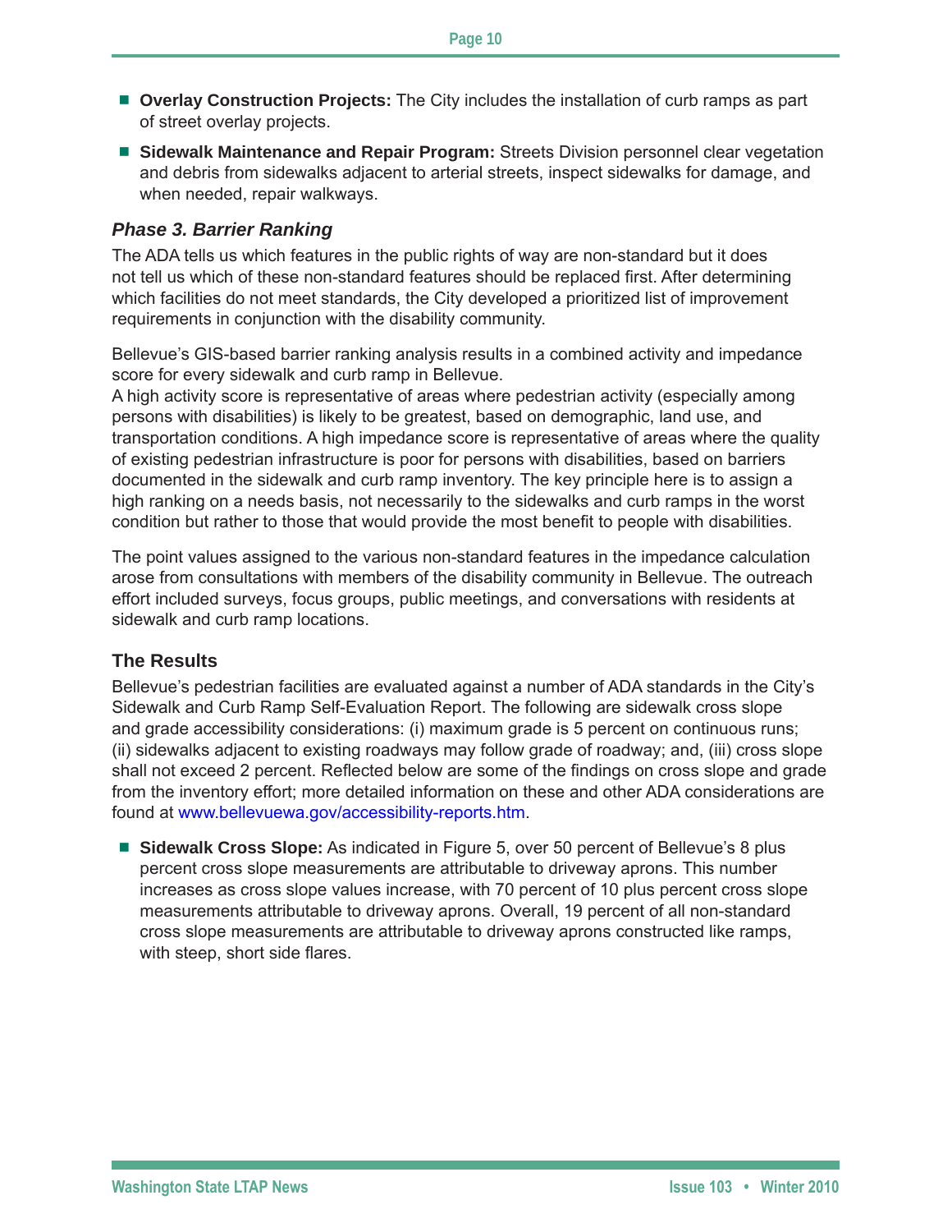- **Overlay Construction Projects:** The City includes the installation of curb ramps as part of street overlay projects.
- **Sidewalk Maintenance and Repair Program:** Streets Division personnel clear vegetation and debris from sidewalks adjacent to arterial streets, inspect sidewalks for damage, and when needed, repair walkways.

### *Phase 3. Barrier Ranking*

The ADA tells us which features in the public rights of way are non-standard but it does not tell us which of these non-standard features should be replaced first. After determining which facilities do not meet standards, the City developed a prioritized list of improvement requirements in conjunction with the disability community.

Bellevue's GIS-based barrier ranking analysis results in a combined activity and impedance score for every sidewalk and curb ramp in Bellevue.
A high activity score is representative of areas where pedestrian activity (especially among persons with disabilities) is likely to be greatest, based on demographic, land use, and transportation conditions. A high impedance score is representative of areas where the quality of existing pedestrian infrastructure is poor for persons with disabilities, based on barriers documented in the sidewalk and curb ramp inventory. The key principle here is to assign a high ranking on a needs basis, not necessarily to the sidewalks and curb ramps in the worst condition but rather to those that would provide the most benefit to people with disabilities.

The point values assigned to the various non-standard features in the impedance calculation arose from consultations with members of the disability community in Bellevue. The outreach effort included surveys, focus groups, public meetings, and conversations with residents at sidewalk and curb ramp locations.

### The Results

Bellevue's pedestrian facilities are evaluated against a number of ADA standards in the City's Sidewalk and Curb Ramp Self-Evaluation Report. The following are sidewalk cross slope and grade accessibility considerations: (i) maximum grade is 5 percent on continuous runs; (ii) sidewalks adjacent to existing roadways may follow grade of roadway; and, (iii) cross slope shall not exceed 2 percent. Reflected below are some of the findings on cross slope and grade from the inventory effort; more detailed information on these and other ADA considerations are found at www.bellevuewa.gov/accessibility-reports.htm.

- **Sidewalk Cross Slope:** As indicated in Figure 5, over 50 percent of Bellevue's 8 plus percent cross slope measurements are attributable to driveway aprons. This number increases as cross slope values increase, with 70 percent of 10 plus percent cross slope measurements attributable to driveway aprons. Overall, 19 percent of all non-standard cross slope measurements are attributable to driveway aprons constructed like ramps, with steep, short side flares.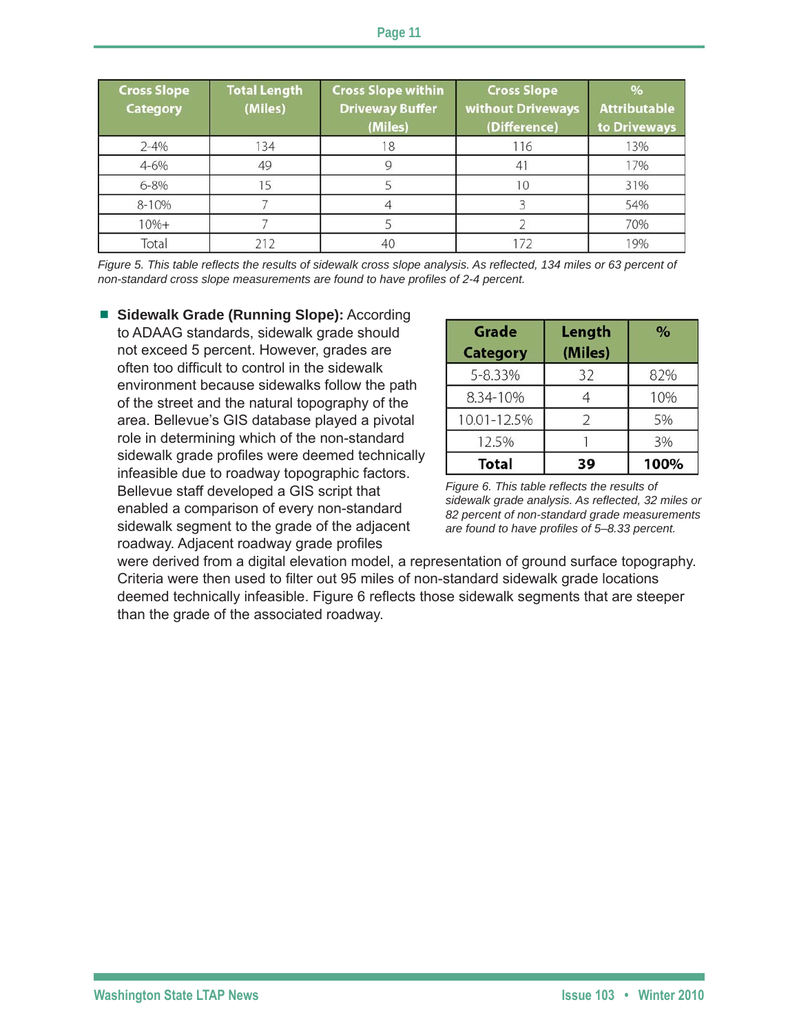| Cross Slope Category | Total Length (Miles) | Cross Slope within Driveway Buffer (Miles) | Cross Slope without Driveways (Difference) | % Attributable to Driveways |
|---|---|---|---|---|
| 2-4% | 134 | 18 | 116 | 13% |
| 4-6% | 49 | 9 | 41 | 17% |
| 6-8% | 15 | 5 | 10 | 31% |
| 8-10% | 7 | 4 | 3 | 54% |
| 10%+ | 7 | 5 | 2 | 70% |
| Total | 212 | 40 | 172 | 19% |

*Figure 5. This table reflects the results of sidewalk cross slope analysis. As reflected, 134 miles or 63 percent of non-standard cross slope measurements are found to have profiles of 2-4 percent.*

- **Sidewalk Grade (Running Slope):** According to ADAAG standards, sidewalk grade should not exceed 5 percent. However, grades are often too difficult to control in the sidewalk environment because sidewalks follow the path of the street and the natural topography of the area. Bellevue's GIS database played a pivotal role in determining which of the non-standard sidewalk grade profiles were deemed technically infeasible due to roadway topographic factors. Bellevue staff developed a GIS script that enabled a comparison of every non-standard sidewalk segment to the grade of the adjacent roadway. Adjacent roadway grade profiles were derived from a digital elevation model, a representation of ground surface topography. Criteria were then used to filter out 95 miles of non-standard sidewalk grade locations deemed technically infeasible. Figure 6 reflects those sidewalk segments that are steeper than the grade of the associated roadway.

| Grade Category | Length (Miles) | % |
|---|---|---|
| 5-8.33% | 32 | 82% |
| 8.34-10% | 4 | 10% |
| 10.01-12.5% | 2 | 5% |
| 12.5% | 1 | 3% |
| **Total** | **39** | **100%** |

*Figure 6. This table reflects the results of sidewalk grade analysis. As reflected, 32 miles or 82 percent of non-standard grade measurements are found to have profiles of 5–8.33 percent.*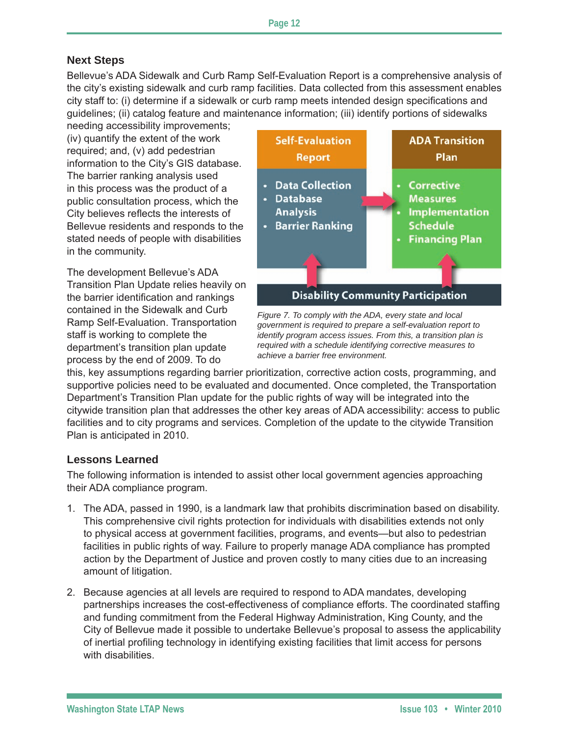## Next Steps

Bellevue's ADA Sidewalk and Curb Ramp Self-Evaluation Report is a comprehensive analysis of the city's existing sidewalk and curb ramp facilities. Data collected from this assessment enables city staff to: (i) determine if a sidewalk or curb ramp meets intended design specifications and guidelines; (ii) catalog feature and maintenance information; (iii) identify portions of sidewalks needing accessibility improvements; (iv) quantify the extent of the work required; and, (v) add pedestrian information to the City's GIS database. The barrier ranking analysis used in this process was the product of a public consultation process, which the City believes reflects the interests of Bellevue residents and responds to the stated needs of people with disabilities in the community.

*Figure 7. To comply with the ADA, every state and local government is required to prepare a self-evaluation report to identify program access issues. From this, a transition plan is required with a schedule identifying corrective measures to achieve a barrier free environment.*

The development Bellevue's ADA Transition Plan Update relies heavily on the barrier identification and rankings contained in the Sidewalk and Curb Ramp Self-Evaluation. Transportation staff is working to complete the department's transition plan update process by the end of 2009. To do this, key assumptions regarding barrier prioritization, corrective action costs, programming, and supportive policies need to be evaluated and documented. Once completed, the Transportation Department's Transition Plan update for the public rights of way will be integrated into the citywide transition plan that addresses the other key areas of ADA accessibility: access to public facilities and to city programs and services. Completion of the update to the citywide Transition Plan is anticipated in 2010.

## Lessons Learned

The following information is intended to assist other local government agencies approaching their ADA compliance program.

1. The ADA, passed in 1990, is a landmark law that prohibits discrimination based on disability. This comprehensive civil rights protection for individuals with disabilities extends not only to physical access at government facilities, programs, and events—but also to pedestrian facilities in public rights of way. Failure to properly manage ADA compliance has prompted action by the Department of Justice and proven costly to many cities due to an increasing amount of litigation.

2. Because agencies at all levels are required to respond to ADA mandates, developing partnerships increases the cost-effectiveness of compliance efforts. The coordinated staffing and funding commitment from the Federal Highway Administration, King County, and the City of Bellevue made it possible to undertake Bellevue's proposal to assess the applicability of inertial profiling technology in identifying existing facilities that limit access for persons with disabilities.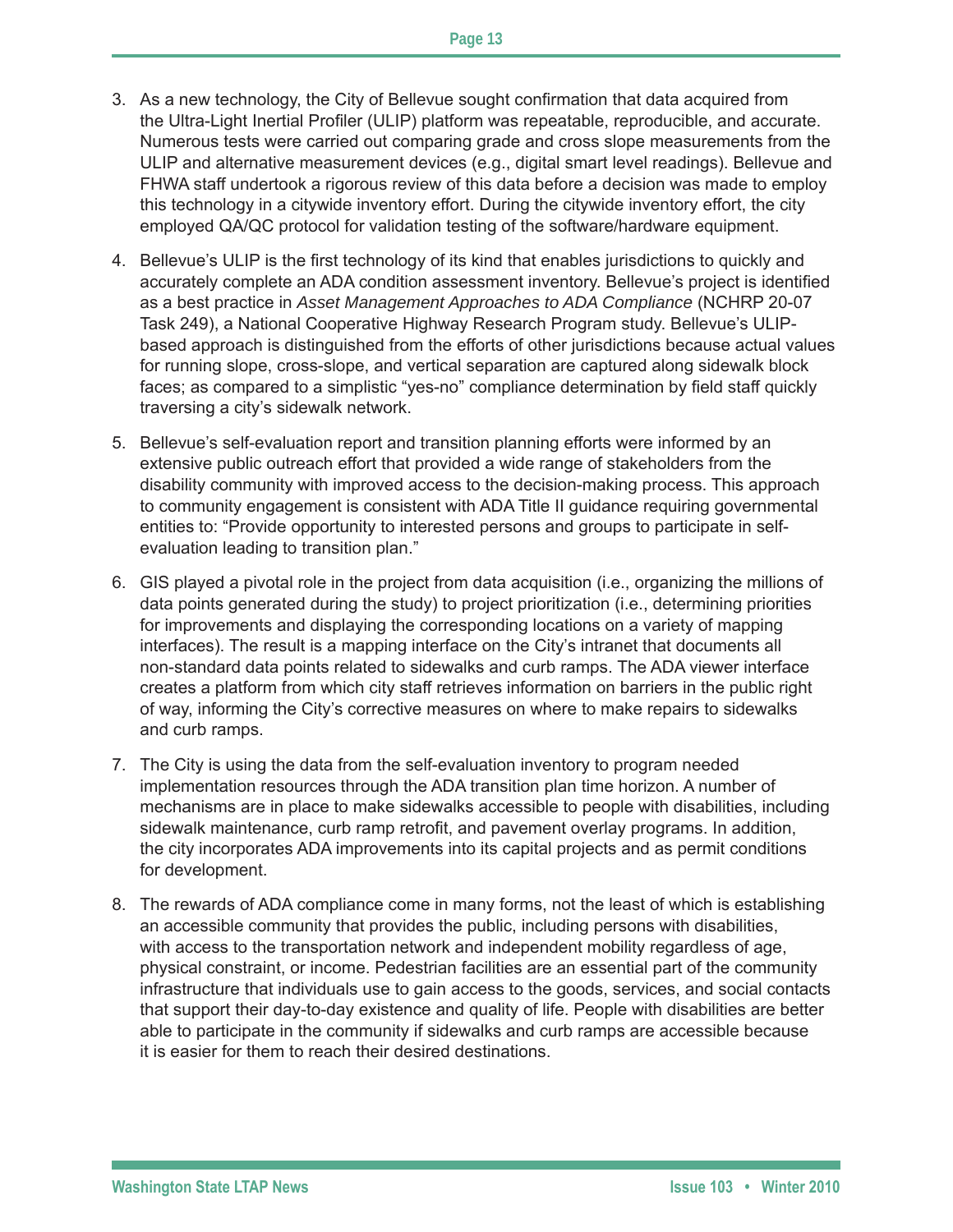3. As a new technology, the City of Bellevue sought confirmation that data acquired from the Ultra-Light Inertial Profiler (ULIP) platform was repeatable, reproducible, and accurate. Numerous tests were carried out comparing grade and cross slope measurements from the ULIP and alternative measurement devices (e.g., digital smart level readings). Bellevue and FHWA staff undertook a rigorous review of this data before a decision was made to employ this technology in a citywide inventory effort. During the citywide inventory effort, the city employed QA/QC protocol for validation testing of the software/hardware equipment.

4. Bellevue's ULIP is the first technology of its kind that enables jurisdictions to quickly and accurately complete an ADA condition assessment inventory. Bellevue's project is identified as a best practice in *Asset Management Approaches to ADA Compliance* (NCHRP 20-07 Task 249), a National Cooperative Highway Research Program study. Bellevue's ULIP-based approach is distinguished from the efforts of other jurisdictions because actual values for running slope, cross-slope, and vertical separation are captured along sidewalk block faces; as compared to a simplistic "yes-no" compliance determination by field staff quickly traversing a city's sidewalk network.

5. Bellevue's self-evaluation report and transition planning efforts were informed by an extensive public outreach effort that provided a wide range of stakeholders from the disability community with improved access to the decision-making process. This approach to community engagement is consistent with ADA Title II guidance requiring governmental entities to: "Provide opportunity to interested persons and groups to participate in self-evaluation leading to transition plan."

6. GIS played a pivotal role in the project from data acquisition (i.e., organizing the millions of data points generated during the study) to project prioritization (i.e., determining priorities for improvements and displaying the corresponding locations on a variety of mapping interfaces). The result is a mapping interface on the City's intranet that documents all non-standard data points related to sidewalks and curb ramps. The ADA viewer interface creates a platform from which city staff retrieves information on barriers in the public right of way, informing the City's corrective measures on where to make repairs to sidewalks and curb ramps.

7. The City is using the data from the self-evaluation inventory to program needed implementation resources through the ADA transition plan time horizon. A number of mechanisms are in place to make sidewalks accessible to people with disabilities, including sidewalk maintenance, curb ramp retrofit, and pavement overlay programs. In addition, the city incorporates ADA improvements into its capital projects and as permit conditions for development.

8. The rewards of ADA compliance come in many forms, not the least of which is establishing an accessible community that provides the public, including persons with disabilities, with access to the transportation network and independent mobility regardless of age, physical constraint, or income. Pedestrian facilities are an essential part of the community infrastructure that individuals use to gain access to the goods, services, and social contacts that support their day-to-day existence and quality of life. People with disabilities are better able to participate in the community if sidewalks and curb ramps are accessible because it is easier for them to reach their desired destinations.